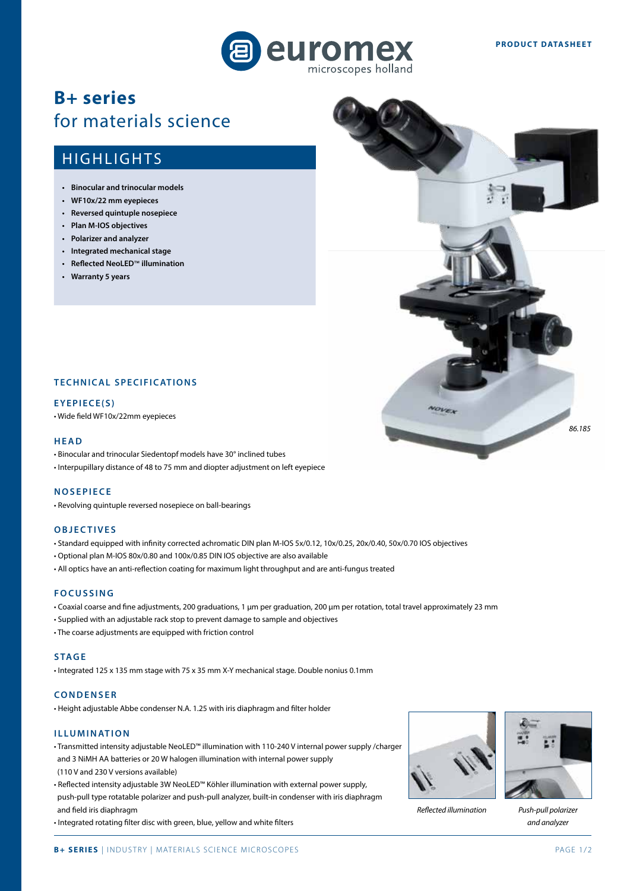PRODUCT DATASHEET

# B+ series
## for materials science

## HIGHLIGHTS

- **Binocular and trinocular models**
- **WF10x/22 mm eyepieces**
- **Reversed quintuple nosepiece**
- **Plan M-IOS objectives**
- **Polarizer and analyzer**
- **Integrated mechanical stage**
- **Reflected NeoLED™ illumination**
- **Warranty 5 years**

*86.185*

## TECHNICAL SPECIFICATIONS

### EYEPIECE(S)

• Wide field WF10x/22mm eyepieces

### HEAD

• Binocular and trinocular Siedentopf models have 30° inclined tubes
• Interpupillary distance of 48 to 75 mm and diopter adjustment on left eyepiece

### NOSEPIECE

• Revolving quintuple reversed nosepiece on ball-bearings

### OBJECTIVES

• Standard equipped with infinity corrected achromatic DIN plan M-IOS 5x/0.12, 10x/0.25, 20x/0.40, 50x/0.70 IOS objectives
• Optional plan M-IOS 80x/0.80 and 100x/0.85 DIN IOS objective are also available
• All optics have an anti-reflection coating for maximum light throughput and are anti-fungus treated

### FOCUSSING

• Coaxial coarse and fine adjustments, 200 graduations, 1 µm per graduation, 200 µm per rotation, total travel approximately 23 mm
• Supplied with an adjustable rack stop to prevent damage to sample and objectives
• The coarse adjustments are equipped with friction control

### STAGE

• Integrated 125 x 135 mm stage with 75 x 35 mm X-Y mechanical stage. Double nonius 0.1mm

### CONDENSER

• Height adjustable Abbe condenser N.A. 1.25 with iris diaphragm and filter holder

### ILLUMINATION

• Transmitted intensity adjustable NeoLED™ illumination with 110-240 V internal power supply /charger and 3 NiMH AA batteries or 20 W halogen illumination with internal power supply (110 V and 230 V versions available)
• Reflected intensity adjustable 3W NeoLED™ Köhler illumination with external power supply, push-pull type rotatable polarizer and push-pull analyzer, built-in condenser with iris diaphragm and field iris diaphragm
• Integrated rotating filter disc with green, blue, yellow and white filters

*Reflected illumination*

*Push-pull polarizer and analyzer*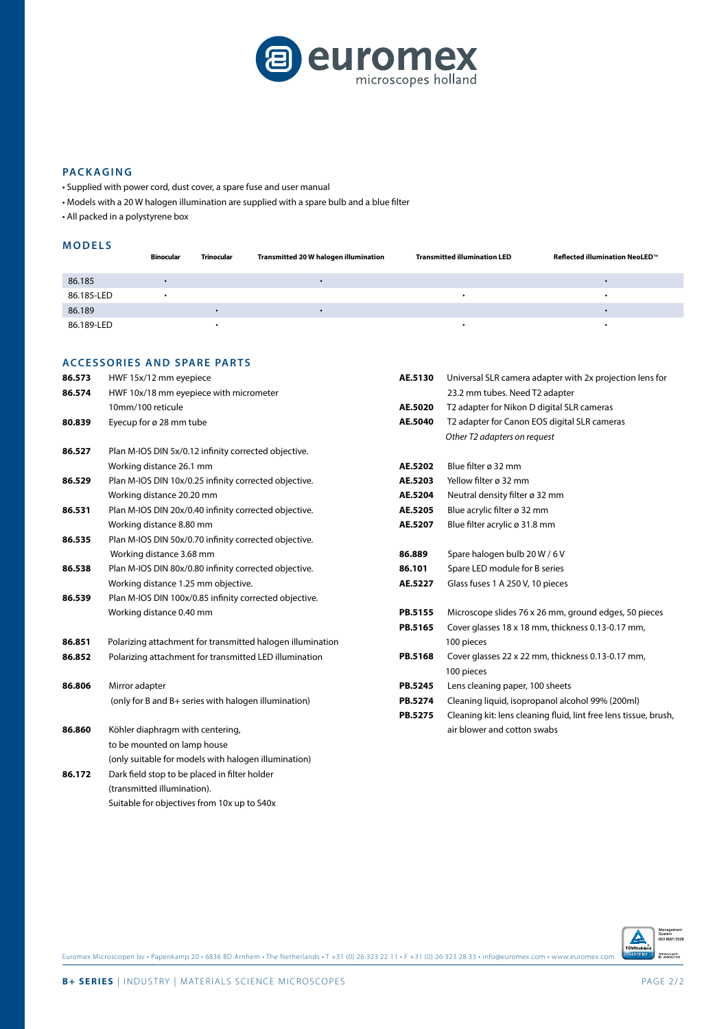## PACKAGING

- Supplied with power cord, dust cover, a spare fuse and user manual
- Models with a 20 W halogen illumination are supplied with a spare bulb and a blue filter
- All packed in a polystyrene box

## MODELS

| | Binocular | Trinocular | Transmitted 20 W halogen illumination | Transmitted illumination LED | Reflected illumination NeoLED™ |
|---|---|---|---|---|---|
| 86.185 | • | | • | | • |
| 86.185-LED | • | | | • | • |
| 86.189 | | • | • | | • |
| 86.189-LED | | • | | • | • |

## ACCESSORIES AND SPARE PARTS

**86.573** HWF 15x/12 mm eyepiece

**86.574** HWF 10x/18 mm eyepiece with micrometer 10mm/100 reticule

**80.839** Eyecup for ø 28 mm tube

**86.527** Plan M-IOS DIN 5x/0.12 infinity corrected objective. Working distance 26.1 mm

**86.529** Plan M-IOS DIN 10x/0.25 infinity corrected objective. Working distance 20.20 mm

**86.531** Plan M-IOS DIN 20x/0.40 infinity corrected objective. Working distance 8.80 mm

**86.535** Plan M-IOS DIN 50x/0.70 infinity corrected objective. Working distance 3.68 mm

**86.538** Plan M-IOS DIN 80x/0.80 infinity corrected objective. Working distance 1.25 mm objective.

**86.539** Plan M-IOS DIN 100x/0.85 infinity corrected objective. Working distance 0.40 mm

**86.851** Polarizing attachment for transmitted halogen illumination

**86.852** Polarizing attachment for transmitted LED illumination

**86.806** Mirror adapter (only for B and B+ series with halogen illumination)

**86.860** Köhler diaphragm with centering, to be mounted on lamp house (only suitable for models with halogen illumination)

**86.172** Dark field stop to be placed in filter holder (transmitted illumination). Suitable for objectives from 10x up to S40x

**AE.5130** Universal SLR camera adapter with 2x projection lens for 23.2 mm tubes. Need T2 adapter

**AE.5020** T2 adapter for Nikon D digital SLR cameras

**AE.5040** T2 adapter for Canon EOS digital SLR cameras

*Other T2 adapters on request*

**AE.5202** Blue filter ø 32 mm

**AE.5203** Yellow filter ø 32 mm

**AE.5204** Neutral density filter ø 32 mm

**AE.5205** Blue acrylic filter ø 32 mm

**AE.5207** Blue filter acrylic ø 31.8 mm

**86.889** Spare halogen bulb 20 W / 6 V

**86.101** Spare LED module for B series

**AE.5227** Glass fuses 1 A 250 V, 10 pieces

**PB.5155** Microscope slides 76 x 26 mm, ground edges, 50 pieces

**PB.5165** Cover glasses 18 x 18 mm, thickness 0.13-0.17 mm, 100 pieces

**PB.5168** Cover glasses 22 x 22 mm, thickness 0.13-0.17 mm, 100 pieces

**PB.5245** Lens cleaning paper, 100 sheets

**PB.5274** Cleaning liquid, isopropanol alcohol 99% (200ml)

**PB.5275** Cleaning kit: lens cleaning fluid, lint free lens tissue, brush, air blower and cotton swabs

Euromex Microscopen bv • Papenkamp 20 • 6836 BD Arnhem • The Netherlands • T +31 (0) 26 323 22 11 • F +31 (0) 26 323 28 33 • info@euromex.com • www.euromex.com